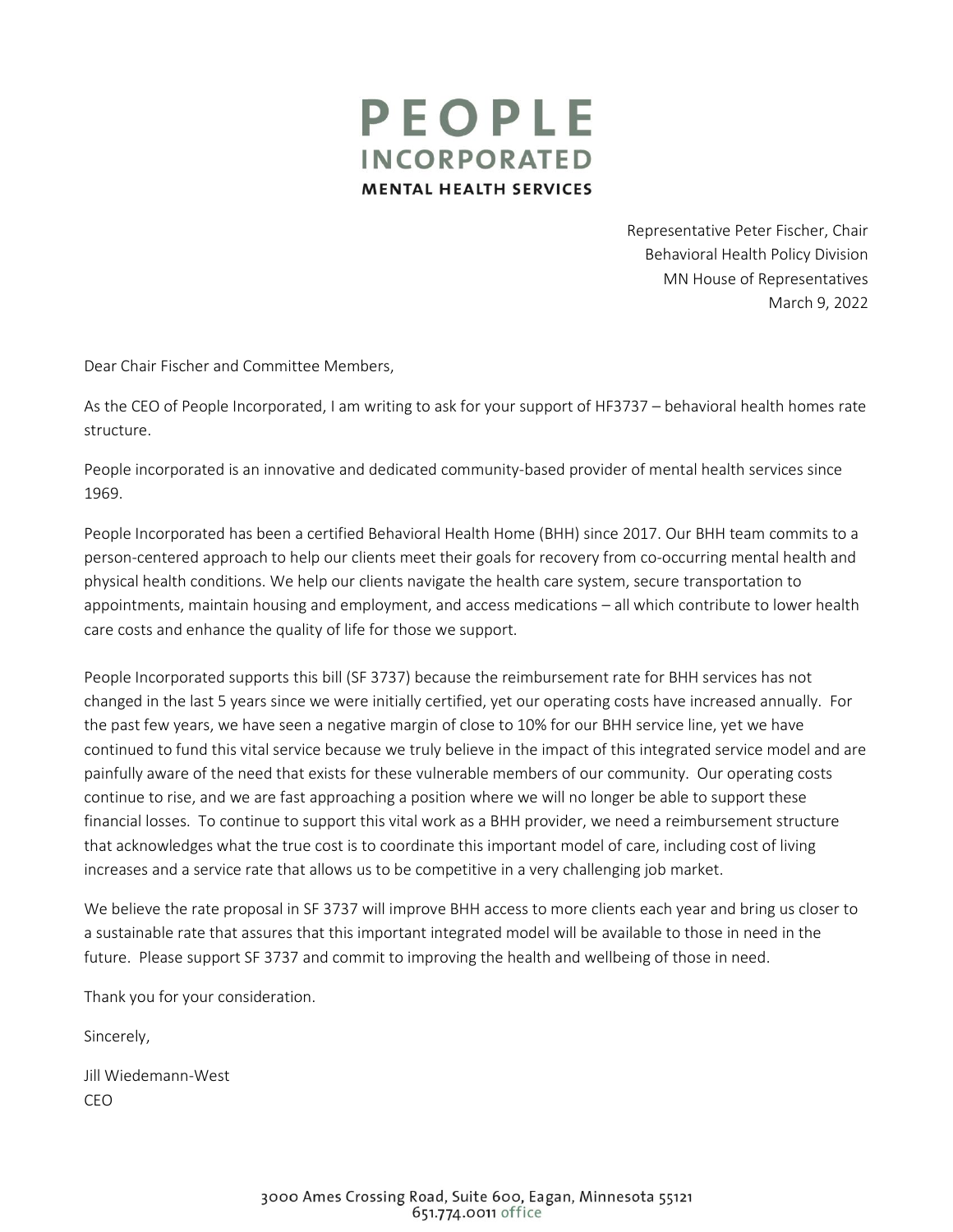# PEOPLE INCORPORATED
## MENTAL HEALTH SERVICES

Representative Peter Fischer, Chair
Behavioral Health Policy Division
MN House of Representatives
March 9, 2022

Dear Chair Fischer and Committee Members,

As the CEO of People Incorporated, I am writing to ask for your support of HF3737 – behavioral health homes rate structure.

People incorporated is an innovative and dedicated community-based provider of mental health services since 1969.

People Incorporated has been a certified Behavioral Health Home (BHH) since 2017. Our BHH team commits to a person-centered approach to help our clients meet their goals for recovery from co-occurring mental health and physical health conditions. We help our clients navigate the health care system, secure transportation to appointments, maintain housing and employment, and access medications – all which contribute to lower health care costs and enhance the quality of life for those we support.

People Incorporated supports this bill (SF 3737) because the reimbursement rate for BHH services has not changed in the last 5 years since we were initially certified, yet our operating costs have increased annually. For the past few years, we have seen a negative margin of close to 10% for our BHH service line, yet we have continued to fund this vital service because we truly believe in the impact of this integrated service model and are painfully aware of the need that exists for these vulnerable members of our community. Our operating costs continue to rise, and we are fast approaching a position where we will no longer be able to support these financial losses. To continue to support this vital work as a BHH provider, we need a reimbursement structure that acknowledges what the true cost is to coordinate this important model of care, including cost of living increases and a service rate that allows us to be competitive in a very challenging job market.

We believe the rate proposal in SF 3737 will improve BHH access to more clients each year and bring us closer to a sustainable rate that assures that this important integrated model will be available to those in need in the future. Please support SF 3737 and commit to improving the health and wellbeing of those in need.

Thank you for your consideration.

Sincerely,

Jill Wiedemann-West
CEO

3000 Ames Crossing Road, Suite 600, Eagan, Minnesota 55121
651.774.0011 office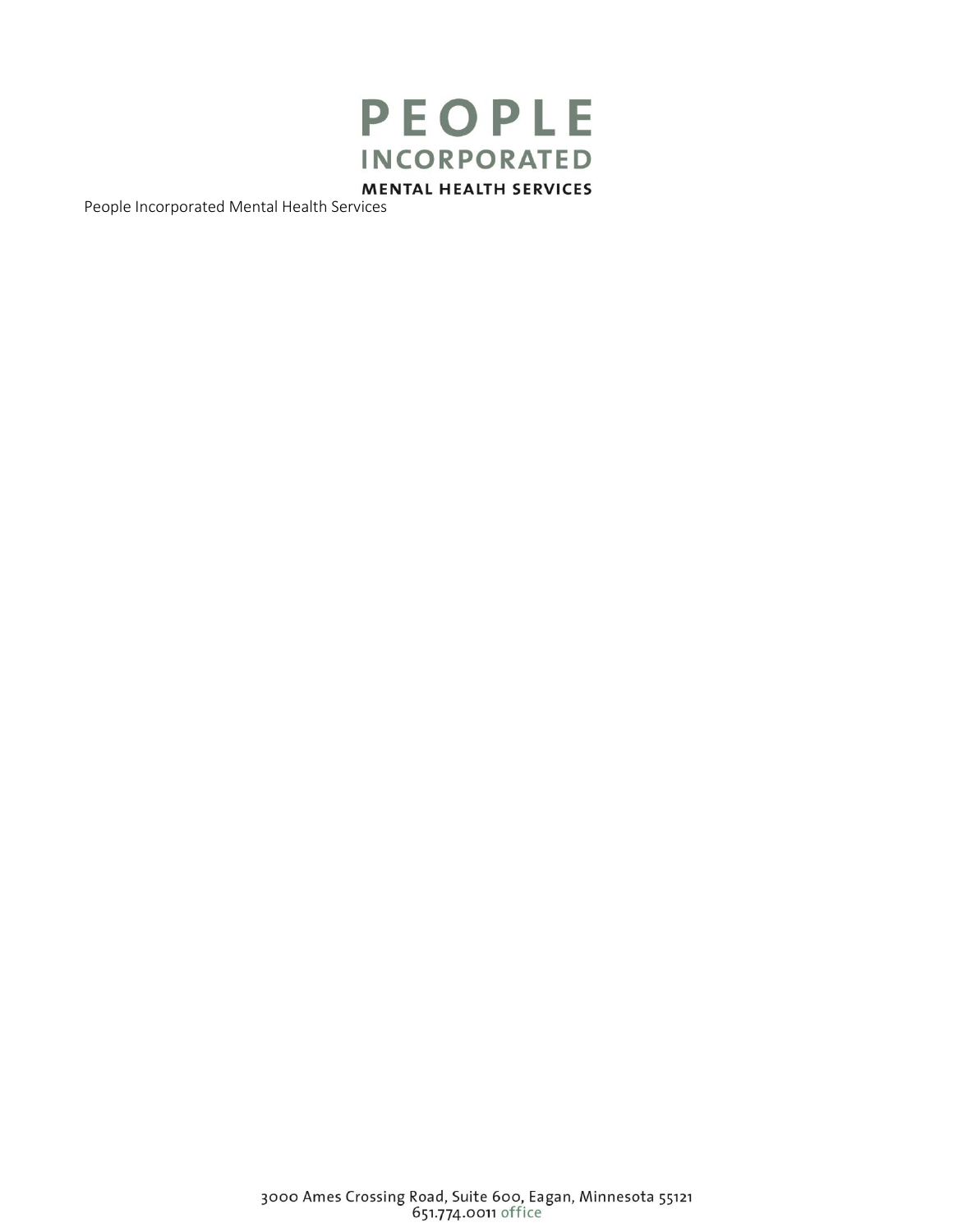PEOPLE INCORPORATED

MENTAL HEALTH SERVICES

People Incorporated Mental Health Services

3000 Ames Crossing Road, Suite 600, Eagan, Minnesota 55121
651.774.0011 office